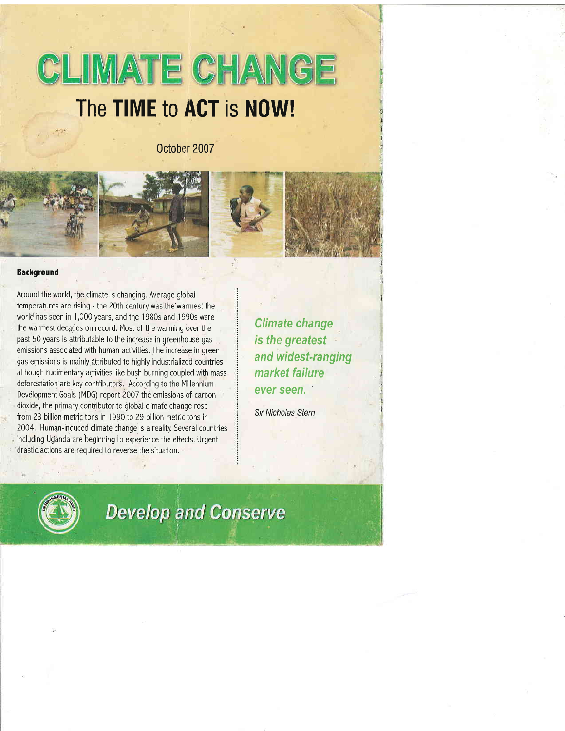# CLIMATE CHANGE

## The **TIME** to **ACT** is **NOW!**

October 2007

### Background

Around the world, the climate is changing. Average global temperatures are rising - the 20th century was the warmest the world has seen in 1,000 years, and the 1980s and 1990s were the warmest decades on record. Most of the warming over the past 50 years is attributable to the increase in greenhouse gas emissions associated with human activities. The increase in green gas emissions is mainly attributed to highly industrialized countries although rudimentary activities like bush burning coupled with mass deforestation are key contributors. According to the Millennium Development Goals (MDG) report 2007 the emissions of carbon dioxide, the primary contributor to global climate change rose from 23 billion metric tons in 1990 to 29 billion metric tons in 2004. Human-induced climate change is a reality. Several countries including Uganda are beginning to experience the effects. Urgent drastic actions are required to reverse the situation.

> *Climate change is the greatest and widest-ranging market failure ever seen.*
>
> *Sir Nicholas Stern*

**Develop and Conserve**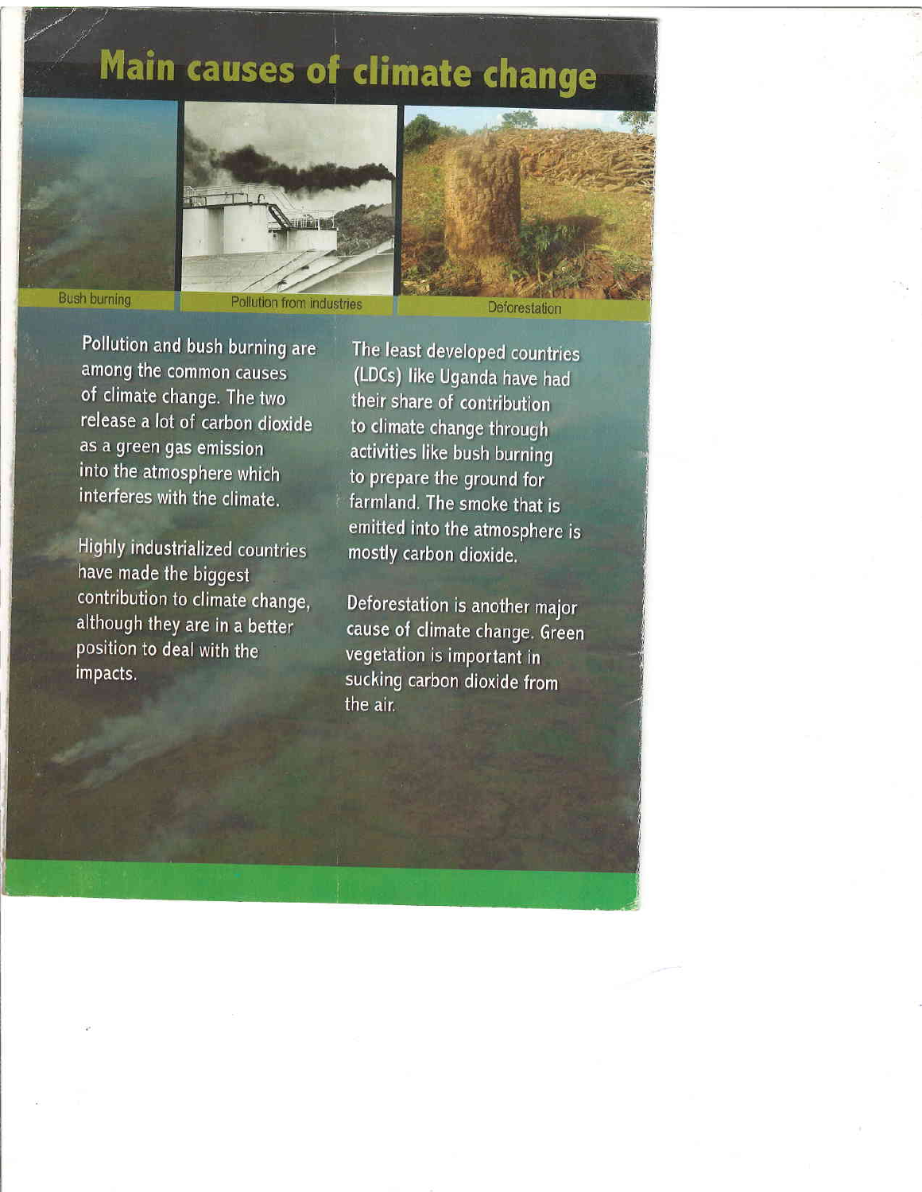# Main causes of climate change

Bush burning

Pollution from industries

Deforestation

Pollution and bush burning are among the common causes of climate change. The two release a lot of carbon dioxide as a green gas emission into the atmosphere which interferes with the climate.

Highly industrialized countries have made the biggest contribution to climate change, although they are in a better position to deal with the impacts.

The least developed countries (LDCs) like Uganda have had their share of contribution to climate change through activities like bush burning to prepare the ground for farmland. The smoke that is emitted into the atmosphere is mostly carbon dioxide.

Deforestation is another major cause of climate change. Green vegetation is important in sucking carbon dioxide from the air.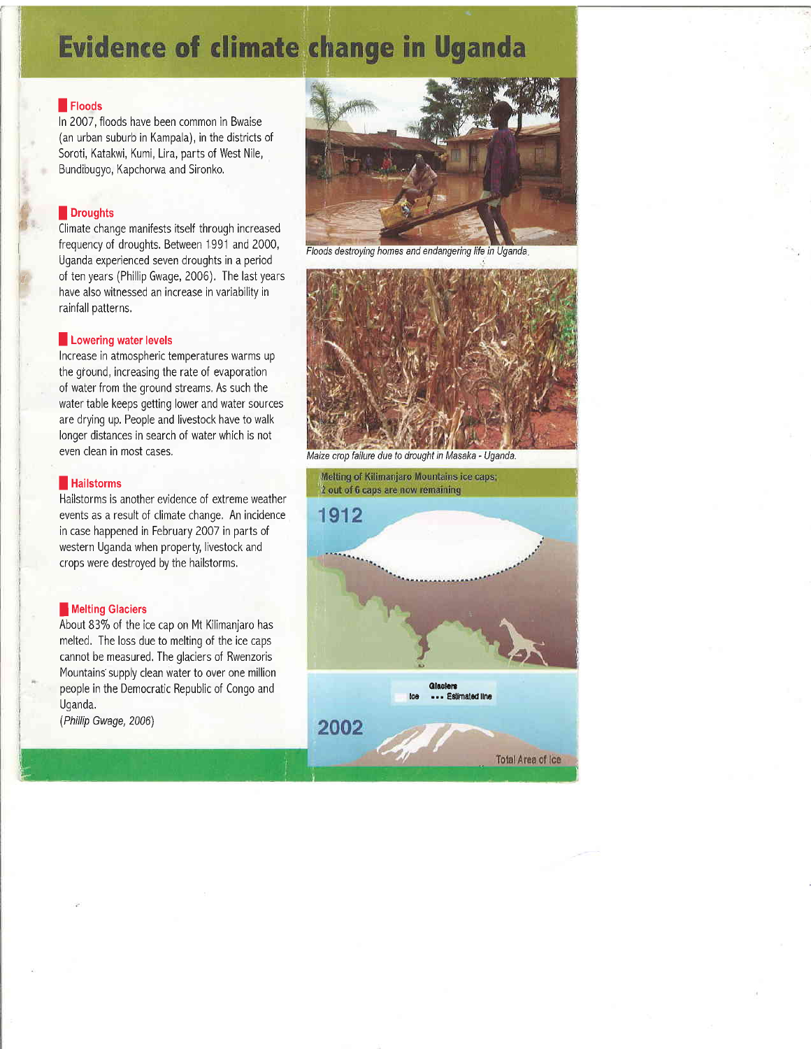# Evidence of climate change in Uganda

## Floods

In 2007, floods have been common in Bwaise (an urban suburb in Kampala), in the districts of Soroti, Katakwi, Kumi, Lira, parts of West Nile, Bundibugyo, Kapchorwa and Sironko.

## Droughts

Climate change manifests itself through increased frequency of droughts. Between 1991 and 2000, Uganda experienced seven droughts in a period of ten years (Phillip Gwage, 2006). The last years have also witnessed an increase in variability in rainfall patterns.

## Lowering water levels

Increase in atmospheric temperatures warms up the ground, increasing the rate of evaporation of water from the ground streams. As such the water table keeps getting lower and water sources are drying up. People and livestock have to walk longer distances in search of water which is not even clean in most cases.

## Hailstorms

Hailstorms is another evidence of extreme weather events as a result of climate change. An incidence in case happened in February 2007 in parts of western Uganda when property, livestock and crops were destroyed by the hailstorms.

## Melting Glaciers

About 83% of the ice cap on Mt Kilimanjaro has melted. The loss due to melting of the ice caps cannot be measured. The glaciers of Rwenzoris Mountains supply clean water to over one million people in the Democratic Republic of Congo and Uganda.

*(Phillip Gwage, 2006)*

*Floods destroying homes and endangering life in Uganda.*

*Maize crop failure due to drought in Masaka - Uganda.*

Melting of Kilimanjaro Mountains ice caps; 2 out of 6 caps are now remaining

1912

Glaciers
Ice ••• Estimated line

2002

Total Area of Ice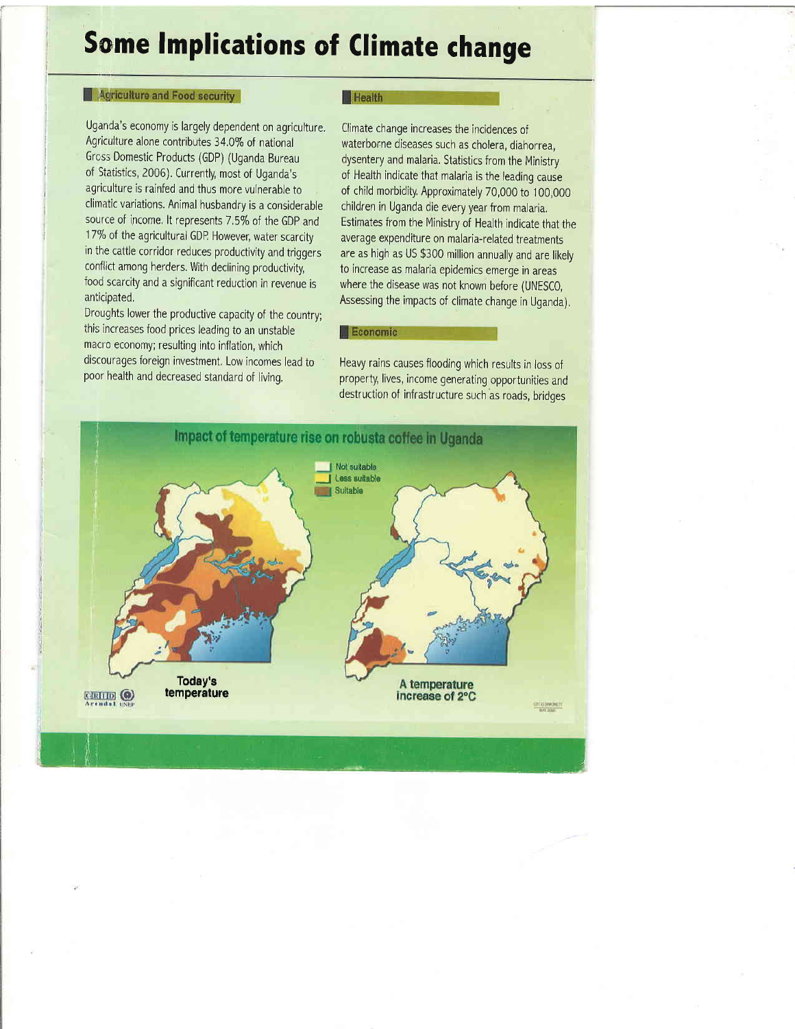# Some Implications of Climate change

## Agriculture and Food security

Uganda's economy is largely dependent on agriculture. Agriculture alone contributes 34.0% of national Gross Domestic Products (GDP) (Uganda Bureau of Statistics, 2006). Currently, most of Uganda's agriculture is rainfed and thus more vulnerable to climatic variations. Animal husbandry is a considerable source of income. It represents 7.5% of the GDP and 17% of the agricultural GDP. However, water scarcity in the cattle corridor reduces productivity and triggers conflict among herders. With declining productivity, food scarcity and a significant reduction in revenue is anticipated.

Droughts lower the productive capacity of the country; this increases food prices leading to an unstable macro economy; resulting into inflation, which discourages foreign investment. Low incomes lead to poor health and decreased standard of living.

## Health

Climate change increases the incidences of waterborne diseases such as cholera, diahorrea, dysentery and malaria. Statistics from the Ministry of Health indicate that malaria is the leading cause of child morbidity. Approximately 70,000 to 100,000 children in Uganda die every year from malaria. Estimates from the Ministry of Health indicate that the average expenditure on malaria-related treatments are as high as US $300 million annually and are likely to increase as malaria epidemics emerge in areas where the disease was not known before (UNESCO, Assessing the impacts of climate change in Uganda).

## Economic

Heavy rains causes flooding which results in loss of property, lives, income generating opportunities and destruction of infrastructure such as roads, bridges

**Impact of temperature rise on robusta coffee in Uganda**

Not suitable
Less suitable
Suitable

Today's temperature

A temperature increase of 2°C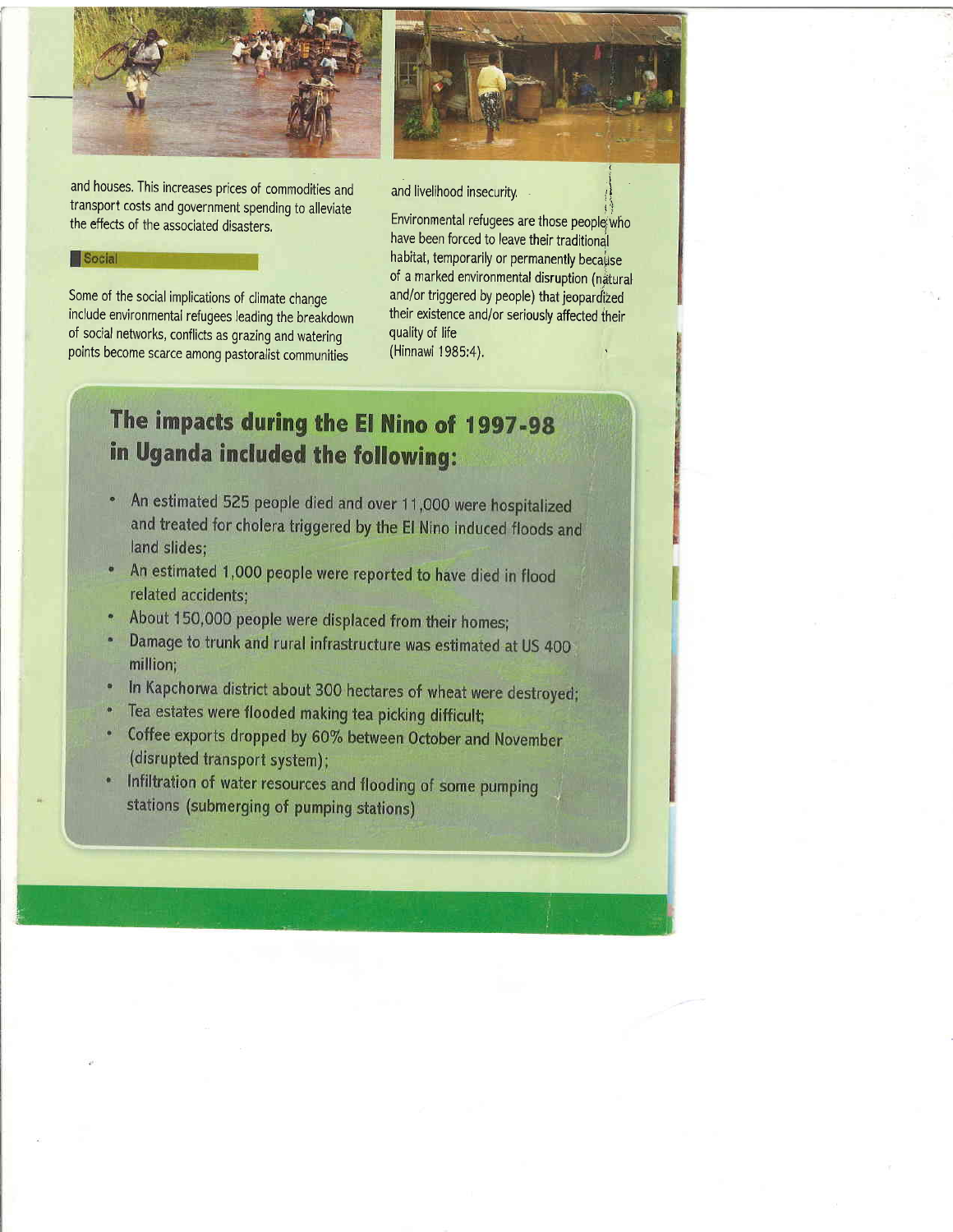and houses. This increases prices of commodities and transport costs and government spending to alleviate the effects of the associated disasters.

### Social

Some of the social implications of climate change include environmental refugees leading the breakdown of social networks, conflicts as grazing and watering points become scarce among pastoralist communities and livelihood insecurity.

Environmental refugees are those people who have been forced to leave their traditional habitat, temporarily or permanently because of a marked environmental disruption (natural and/or triggered by people) that jeopardized their existence and/or seriously affected their quality of life (Hinnawi 1985:4).

## The impacts during the El Nino of 1997-98 in Uganda included the following:

- An estimated 525 people died and over 11,000 were hospitalized and treated for cholera triggered by the El Nino induced floods and land slides;
- An estimated 1,000 people were reported to have died in flood related accidents;
- About 150,000 people were displaced from their homes;
- Damage to trunk and rural infrastructure was estimated at US 400 million;
- In Kapchorwa district about 300 hectares of wheat were destroyed;
- Tea estates were flooded making tea picking difficult;
- Coffee exports dropped by 60% between October and November (disrupted transport system);
- Infiltration of water resources and flooding of some pumping stations (submerging of pumping stations)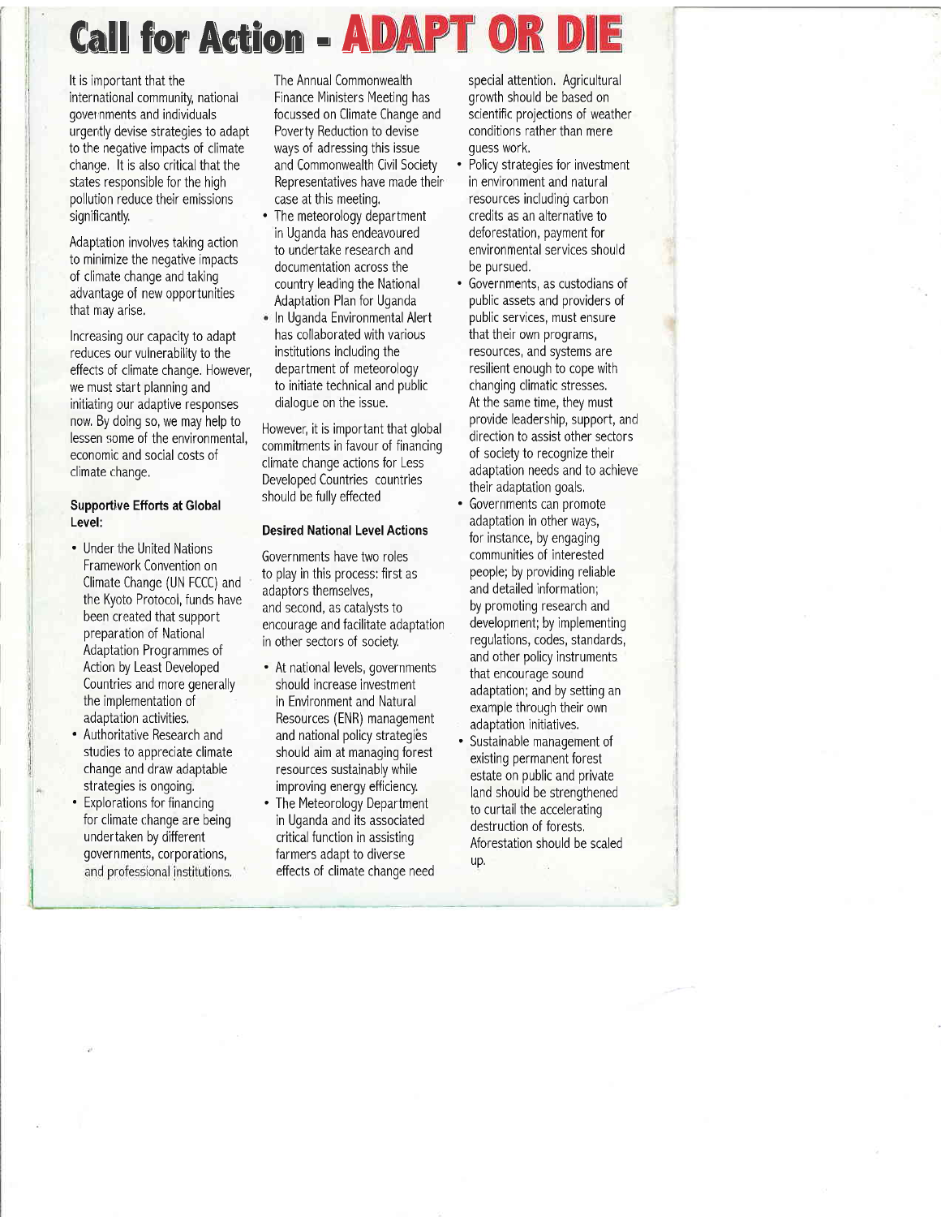# Call for Action - ADAPT OR DIE

It is important that the international community, national governments and individuals urgently devise strategies to adapt to the negative impacts of climate change. It is also critical that the states responsible for the high pollution reduce their emissions significantly.

Adaptation involves taking action to minimize the negative impacts of climate change and taking advantage of new opportunities that may arise.

Increasing our capacity to adapt reduces our vulnerability to the effects of climate change. However, we must start planning and initiating our adaptive responses now. By doing so, we may help to lessen some of the environmental, economic and social costs of climate change.

### Supportive Efforts at Global Level:

- Under the United Nations Framework Convention on Climate Change (UN FCCC) and the Kyoto Protocol, funds have been created that support preparation of National Adaptation Programmes of Action by Least Developed Countries and more generally the implementation of adaptation activities.
- Authoritative Research and studies to appreciate climate change and draw adaptable strategies is ongoing.
- Explorations for financing for climate change are being undertaken by different governments, corporations, and professional institutions.

The Annual Commonwealth Finance Ministers Meeting has focussed on Climate Change and Poverty Reduction to devise ways of adressing this issue and Commonwealth Civil Society Representatives have made their case at this meeting.

- The meteorology department in Uganda has endeavoured to undertake research and documentation across the country leading the National Adaptation Plan for Uganda
- In Uganda Environmental Alert has collaborated with various institutions including the department of meteorology to initiate technical and public dialogue on the issue.

However, it is important that global commitments in favour of financing climate change actions for Less Developed Countries countries should be fully effected

### Desired National Level Actions

Governments have two roles to play in this process: first as adaptors themselves, and second, as catalysts to encourage and facilitate adaptation in other sectors of society.

- At national levels, governments should increase investment in Environment and Natural Resources (ENR) management and national policy strategies should aim at managing forest resources sustainably while improving energy efficiency.
- The Meteorology Department in Uganda and its associated critical function in assisting farmers adapt to diverse effects of climate change need special attention. Agricultural growth should be based on scientific projections of weather conditions rather than mere guess work.
- Policy strategies for investment in environment and natural resources including carbon credits as an alternative to deforestation, payment for environmental services should be pursued.
- Governments, as custodians of public assets and providers of public services, must ensure that their own programs, resources, and systems are resilient enough to cope with changing climatic stresses. At the same time, they must provide leadership, support, and direction to assist other sectors of society to recognize their adaptation needs and to achieve their adaptation goals.
- Governments can promote adaptation in other ways, for instance, by engaging communities of interested people; by providing reliable and detailed information; by promoting research and development; by implementing regulations, codes, standards, and other policy instruments that encourage sound adaptation; and by setting an example through their own adaptation initiatives.
- Sustainable management of existing permanent forest estate on public and private land should be strengthened to curtail the accelerating destruction of forests. Aforestation should be scaled up.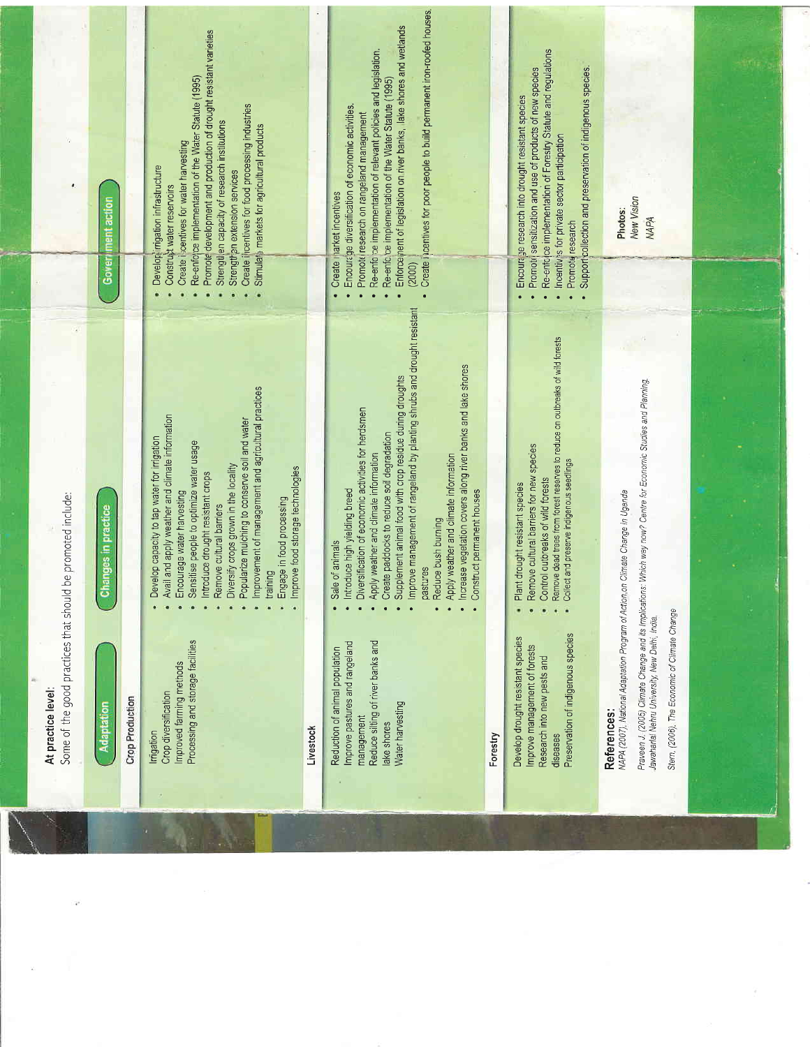**At practice level:**

Some of the good practices that should be promoted include:

| Adaptation | Changes in practice | Government action |
|---|---|---|
| **Crop Production** | | |
| Irrigation<br>Crop diversification<br>Improved farming methods<br>Processing and storage facilities | • Develop capacity to tap water for irrigation<br>• Avail and apply weather and climate information<br>• Encourage water harvesting<br>• Sensitise people to optimize water usage<br>• Introduce drought resistant crops<br>• Remove cultural barriers<br>• Diversify crops grown in the locality<br>• Popularize mulching to conserve soil and water<br>• Improvement of management and agricultural practices training<br>• Engage in food processing<br>• Improve food storage technologies | • Develop irrigation infrastructure<br>• Construct water reservoirs<br>• Create incentives for water harvesting<br>• Re-enforce implementation of the Water Statute (1995)<br>• Promote development and production of drought resistant varieties<br>• Strengthen capacity of research institutions<br>• Strengthen extension services<br>• Create incentives for food processing industries<br>• Stimulate markets for agricultural products |
| **Livestock** | | |
| Reduction of animal population<br>Improve pastures and rangeland management<br>Reduce silting of river banks and lake shores<br>Water harvesting | • Sale of animals<br>• Introduce high yielding breed<br>• Diversification of economic activities for herdsmen<br>• Apply weather and climate information<br>• Create paddocks to reduce soil degradation<br>• Supplement animal food with crop residue during droughts<br>• Improve management of rangeland by planting shrubs and drought resistant pastures<br>• Reduce bush burning<br>• Apply weather and climate information<br>• Increase vegetation covers along river banks and lake shores<br>• Construct permanent houses | • Create market incentives<br>• Encourage diversification of economic activities.<br>• Promote research on rangeland management<br>• Re-enforce implementation of relevant policies and legislation.<br>• Re-enforce implementation of the Water Statute (1995)<br>• Enforcement of legislation on river banks, lake shores and wetlands (2000)<br>• Create incentives for poor people to build permanent iron-roofed houses. |
| **Forestry** | | |
| Develop drought resistant species<br>Improve management of forests<br>Research into new pests and diseases<br>Preservation of indigenous species | • Plant drought resistant species<br>• Remove cultural barriers for new species<br>• Control outbreaks of wild forests<br>• Remove dead trees from forest reserves to reduce on outbreaks of wild forests<br>• Collect and preserve indigenous seedlings | • Encourage research into drought resistant species<br>• Promote sensitization and use of products of new species<br>• Re-enforce implementation of Forestry Statute and regulations<br>• Incentives for private sector participation<br>• Promote research<br>• Support collection and preservation of indigenous species. |

## References:

*NAPA (2007), National Adaptation Program of Action on Climate Change in Uganda*

*Praveen J. (2005) Climate Change and its Implications: Which way now? Centre for Economic Studies and Planning, Jawaharlal Nehru University, New Delhi, India.*

*Stern, (2006), The Economic of Climate Change*

**Photos:**
*New Vision*
*NAPA*